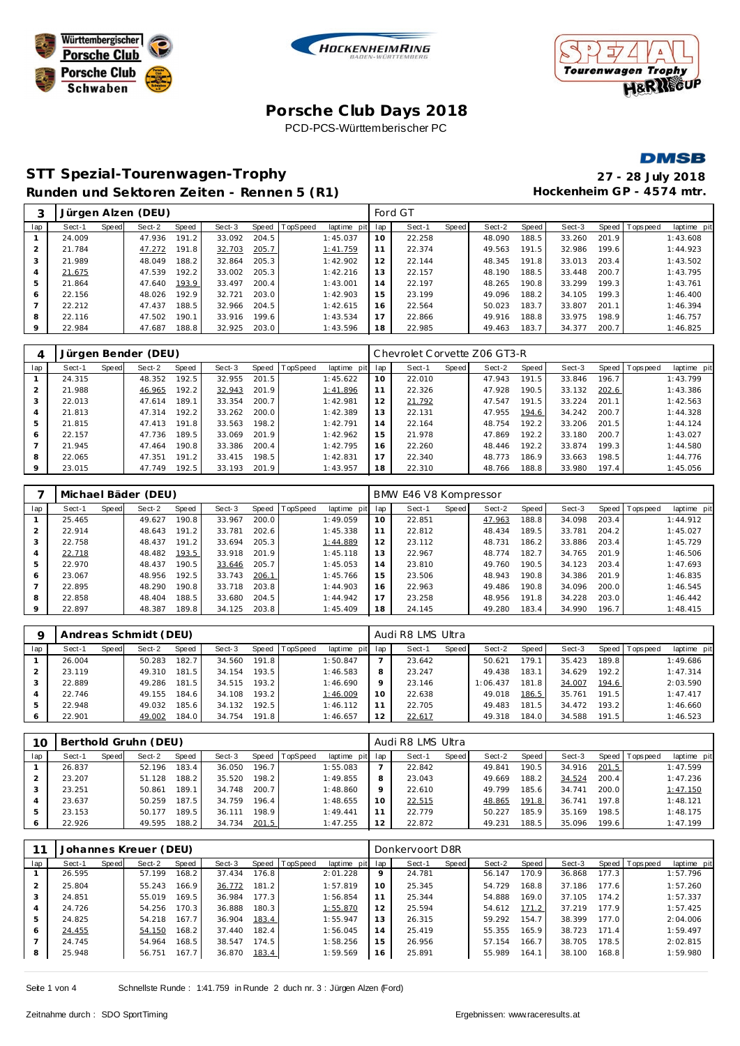Württembergischer Porsche Club
Porsche Club Schwaben

HOCKENHEIMRING BADEN-WÜRTTEMBERG

SPEZIAL Tourenwagen Trophy H&R CUP

# Porsche Club Days 2018

PCD-PCS-Württemberischer PC

DMSB

## STT Spezial-Tourenwagen-Trophy

**27 - 28 July 2018**

### Runden und Sektoren Zeiten - Rennen 5 (R1)

**Hockenheim GP - 4574 mtr.**

| 3 | Jürgen Alzen (DEU) | | | | | | | | | Ford GT | | | | | | | | | |
|---|---|---|---|---|---|---|---|---|---|---|---|---|---|---|---|---|---|---|---|
| lap | Sect-1 | Speed | Sect-2 | Speed | Sect-3 | Speed | TopSpeed | laptime | pit | lap | Sect-1 | Speed | Sect-2 | Speed | Sect-3 | Speed | Topspeed | laptime | pit |
| 1 | 24.009 | | 47.936 | 191.2 | 33.092 | 204.5 | | 1:45.037 | | 10 | 22.258 | | 48.090 | 188.5 | 33.260 | 201.9 | | 1:43.608 | |
| 2 | 21.784 | | 47.272 | 191.8 | 32.703 | 205.7 | | 1:41.759 | | 11 | 22.374 | | 49.563 | 191.5 | 32.986 | 199.6 | | 1:44.923 | |
| 3 | 21.989 | | 48.049 | 188.2 | 32.864 | 205.3 | | 1:42.902 | | 12 | 22.144 | | 48.345 | 191.8 | 33.013 | 203.4 | | 1:43.502 | |
| 4 | 21.675 | | 47.539 | 192.2 | 33.002 | 205.3 | | 1:42.216 | | 13 | 22.157 | | 48.190 | 188.5 | 33.448 | 200.7 | | 1:43.795 | |
| 5 | 21.864 | | 47.640 | 193.9 | 33.497 | 200.4 | | 1:43.001 | | 14 | 22.197 | | 48.265 | 190.8 | 33.299 | 199.3 | | 1:43.761 | |
| 6 | 22.156 | | 48.026 | 192.9 | 32.721 | 203.0 | | 1:42.903 | | 15 | 23.199 | | 49.096 | 188.2 | 34.105 | 199.3 | | 1:46.400 | |
| 7 | 22.212 | | 47.437 | 188.5 | 32.966 | 204.5 | | 1:42.615 | | 16 | 22.564 | | 50.023 | 183.7 | 33.807 | 201.1 | | 1:46.394 | |
| 8 | 22.116 | | 47.502 | 190.1 | 33.916 | 199.6 | | 1:43.534 | | 17 | 22.866 | | 49.916 | 188.8 | 33.975 | 198.9 | | 1:46.757 | |
| 9 | 22.984 | | 47.687 | 188.8 | 32.925 | 203.0 | | 1:43.596 | | 18 | 22.985 | | 49.463 | 183.7 | 34.377 | 200.7 | | 1:46.825 | |

| 4 | Jürgen Bender (DEU) | | | | | | | | | Chevrolet Corvette Z06 GT3-R | | | | | | | | | |
|---|---|---|---|---|---|---|---|---|---|---|---|---|---|---|---|---|---|---|---|
| lap | Sect-1 | Speed | Sect-2 | Speed | Sect-3 | Speed | TopSpeed | laptime | pit | lap | Sect-1 | Speed | Sect-2 | Speed | Sect-3 | Speed | Topspeed | laptime | pit |
| 1 | 24.315 | | 48.352 | 192.5 | 32.955 | 201.5 | | 1:45.622 | | 10 | 22.010 | | 47.943 | 191.5 | 33.846 | 196.7 | | 1:43.799 | |
| 2 | 21.988 | | 46.965 | 192.2 | 32.943 | 201.9 | | 1:41.896 | | 11 | 22.326 | | 47.928 | 190.5 | 33.132 | 202.6 | | 1:43.386 | |
| 3 | 22.013 | | 47.614 | 189.1 | 33.354 | 200.7 | | 1:42.981 | | 12 | 21.792 | | 47.547 | 191.5 | 33.224 | 201.1 | | 1:42.563 | |
| 4 | 21.813 | | 47.314 | 192.2 | 33.262 | 200.0 | | 1:42.389 | | 13 | 22.131 | | 47.955 | 194.6 | 34.242 | 200.7 | | 1:44.328 | |
| 5 | 21.815 | | 47.413 | 191.8 | 33.563 | 198.2 | | 1:42.791 | | 14 | 22.164 | | 48.754 | 192.2 | 33.206 | 201.5 | | 1:44.124 | |
| 6 | 22.157 | | 47.736 | 189.5 | 33.069 | 201.9 | | 1:42.962 | | 15 | 21.978 | | 47.869 | 192.2 | 33.180 | 200.7 | | 1:43.027 | |
| 7 | 21.945 | | 47.464 | 190.8 | 33.386 | 200.4 | | 1:42.795 | | 16 | 22.260 | | 48.446 | 192.2 | 33.874 | 199.3 | | 1:44.580 | |
| 8 | 22.065 | | 47.351 | 191.2 | 33.415 | 198.5 | | 1:42.831 | | 17 | 22.340 | | 48.773 | 186.9 | 33.663 | 198.5 | | 1:44.776 | |
| 9 | 23.015 | | 47.749 | 192.5 | 33.193 | 201.9 | | 1:43.957 | | 18 | 22.310 | | 48.766 | 188.8 | 33.980 | 197.4 | | 1:45.056 | |

| 7 | Michael Bäder (DEU) | | | | | | | | | BMW E46 V8 Kompressor | | | | | | | | | |
|---|---|---|---|---|---|---|---|---|---|---|---|---|---|---|---|---|---|---|---|
| lap | Sect-1 | Speed | Sect-2 | Speed | Sect-3 | Speed | TopSpeed | laptime | pit | lap | Sect-1 | Speed | Sect-2 | Speed | Sect-3 | Speed | Topspeed | laptime | pit |
| 1 | 25.465 | | 49.627 | 190.8 | 33.967 | 200.0 | | 1:49.059 | | 10 | 22.851 | | 47.963 | 188.8 | 34.098 | 203.4 | | 1:44.912 | |
| 2 | 22.914 | | 48.643 | 191.2 | 33.781 | 202.6 | | 1:45.338 | | 11 | 22.812 | | 48.434 | 189.5 | 33.781 | 204.2 | | 1:45.027 | |
| 3 | 22.758 | | 48.437 | 191.2 | 33.694 | 205.3 | | 1:44.889 | | 12 | 23.112 | | 48.731 | 186.2 | 33.886 | 203.4 | | 1:45.729 | |
| 4 | 22.718 | | 48.482 | 193.5 | 33.918 | 201.9 | | 1:45.118 | | 13 | 22.967 | | 48.774 | 182.7 | 34.765 | 201.9 | | 1:46.506 | |
| 5 | 22.970 | | 48.437 | 190.5 | 33.646 | 205.7 | | 1:45.053 | | 14 | 23.810 | | 49.760 | 190.5 | 34.123 | 203.4 | | 1:47.693 | |
| 6 | 23.067 | | 48.956 | 192.5 | 33.743 | 206.1 | | 1:45.766 | | 15 | 23.506 | | 48.943 | 190.8 | 34.386 | 201.9 | | 1:46.835 | |
| 7 | 22.895 | | 48.290 | 190.8 | 33.718 | 203.8 | | 1:44.903 | | 16 | 22.963 | | 49.486 | 190.8 | 34.096 | 200.0 | | 1:46.545 | |
| 8 | 22.858 | | 48.404 | 188.5 | 33.680 | 204.5 | | 1:44.942 | | 17 | 23.258 | | 48.956 | 191.8 | 34.228 | 203.0 | | 1:46.442 | |
| 9 | 22.897 | | 48.387 | 189.8 | 34.125 | 203.8 | | 1:45.409 | | 18 | 24.145 | | 49.280 | 183.4 | 34.990 | 196.7 | | 1:48.415 | |

| 9 | Andreas Schmidt (DEU) | | | | | | | | | Audi R8 LMS Ultra | | | | | | | | | |
|---|---|---|---|---|---|---|---|---|---|---|---|---|---|---|---|---|---|---|---|
| lap | Sect-1 | Speed | Sect-2 | Speed | Sect-3 | Speed | TopSpeed | laptime | pit | lap | Sect-1 | Speed | Sect-2 | Speed | Sect-3 | Speed | Topspeed | laptime | pit |
| 1 | 26.004 | | 50.283 | 182.7 | 34.560 | 191.8 | | 1:50.847 | | 7 | 23.642 | | 50.621 | 179.1 | 35.423 | 189.8 | | 1:49.686 | |
| 2 | 23.119 | | 49.310 | 181.5 | 34.154 | 193.5 | | 1:46.583 | | 8 | 23.247 | | 49.438 | 183.1 | 34.629 | 192.2 | | 1:47.314 | |
| 3 | 22.889 | | 49.286 | 181.5 | 34.515 | 193.2 | | 1:46.690 | | 9 | 23.146 | | 1:06.437 | 181.8 | 34.007 | 194.6 | | 2:03.590 | |
| 4 | 22.746 | | 49.155 | 184.6 | 34.108 | 193.2 | | 1:46.009 | | 10 | 22.638 | | 49.018 | 186.5 | 35.761 | 191.5 | | 1:47.417 | |
| 5 | 22.948 | | 49.032 | 185.6 | 34.132 | 192.5 | | 1:46.112 | | 11 | 22.705 | | 49.483 | 181.5 | 34.472 | 193.2 | | 1:46.660 | |
| 6 | 22.901 | | 49.002 | 184.0 | 34.754 | 191.8 | | 1:46.657 | | 12 | 22.617 | | 49.318 | 184.0 | 34.588 | 191.5 | | 1:46.523 | |

| 10 | Berthold Gruhn (DEU) | | | | | | | | | Audi R8 LMS Ultra | | | | | | | | | |
|---|---|---|---|---|---|---|---|---|---|---|---|---|---|---|---|---|---|---|---|
| lap | Sect-1 | Speed | Sect-2 | Speed | Sect-3 | Speed | TopSpeed | laptime | pit | lap | Sect-1 | Speed | Sect-2 | Speed | Sect-3 | Speed | Topspeed | laptime | pit |
| 1 | 26.837 | | 52.196 | 183.4 | 36.050 | 196.7 | | 1:55.083 | | 7 | 22.842 | | 49.841 | 190.5 | 34.916 | 201.5 | | 1:47.599 | |
| 2 | 23.207 | | 51.128 | 188.2 | 35.520 | 198.2 | | 1:49.855 | | 8 | 23.043 | | 49.669 | 188.2 | 34.524 | 200.4 | | 1:47.236 | |
| 3 | 23.251 | | 50.861 | 189.1 | 34.748 | 200.7 | | 1:48.860 | | 9 | 22.610 | | 49.799 | 185.6 | 34.741 | 200.0 | | 1:47.150 | |
| 4 | 23.637 | | 50.259 | 187.5 | 34.759 | 196.4 | | 1:48.655 | | 10 | 22.515 | | 48.865 | 191.8 | 36.741 | 197.8 | | 1:48.121 | |
| 5 | 23.153 | | 50.177 | 189.5 | 36.111 | 198.9 | | 1:49.441 | | 11 | 22.779 | | 50.227 | 185.9 | 35.169 | 198.5 | | 1:48.175 | |
| 6 | 22.926 | | 49.595 | 188.2 | 34.734 | 201.5 | | 1:47.255 | | 12 | 22.872 | | 49.231 | 188.5 | 35.096 | 199.6 | | 1:47.199 | |

| 11 | Johannes Kreuer (DEU) | | | | | | | | | Donkervoort D8R | | | | | | | | | |
|---|---|---|---|---|---|---|---|---|---|---|---|---|---|---|---|---|---|---|---|
| lap | Sect-1 | Speed | Sect-2 | Speed | Sect-3 | Speed | TopSpeed | laptime | pit | lap | Sect-1 | Speed | Sect-2 | Speed | Sect-3 | Speed | Topspeed | laptime | pit |
| 1 | 26.595 | | 57.199 | 168.2 | 37.434 | 176.8 | | 2:01.228 | | 9 | 24.781 | | 56.147 | 170.9 | 36.868 | 177.3 | | 1:57.796 | |
| 2 | 25.804 | | 55.243 | 166.9 | 36.772 | 181.2 | | 1:57.819 | | 10 | 25.345 | | 54.729 | 168.8 | 37.186 | 177.6 | | 1:57.260 | |
| 3 | 24.851 | | 55.019 | 169.5 | 36.984 | 177.3 | | 1:56.854 | | 11 | 25.344 | | 54.888 | 169.0 | 37.105 | 174.2 | | 1:57.337 | |
| 4 | 24.726 | | 54.256 | 170.3 | 36.888 | 180.3 | | 1:55.870 | | 12 | 25.594 | | 54.612 | 171.2 | 37.219 | 177.9 | | 1:57.425 | |
| 5 | 24.825 | | 54.218 | 167.7 | 36.904 | 183.4 | | 1:55.947 | | 13 | 26.315 | | 59.292 | 154.7 | 38.399 | 177.0 | | 2:04.006 | |
| 6 | 24.455 | | 54.150 | 168.2 | 37.440 | 182.4 | | 1:56.045 | | 14 | 25.419 | | 55.355 | 165.9 | 38.723 | 171.4 | | 1:59.497 | |
| 7 | 24.745 | | 54.964 | 168.5 | 38.547 | 174.5 | | 1:58.256 | | 15 | 26.956 | | 57.154 | 166.7 | 38.705 | 178.5 | | 2:02.815 | |
| 8 | 25.948 | | 56.751 | 167.7 | 36.870 | 183.4 | | 1:59.569 | | 16 | 25.891 | | 55.989 | 164.1 | 38.100 | 168.8 | | 1:59.980 | |

Schnellste Runde : 1:41.759 in Runde 2 duch nr. 3 : Jürgen Alzen (Ford)

Zeitnahme durch : SDO SportTiming

Ergebnissen: www.raceresults.at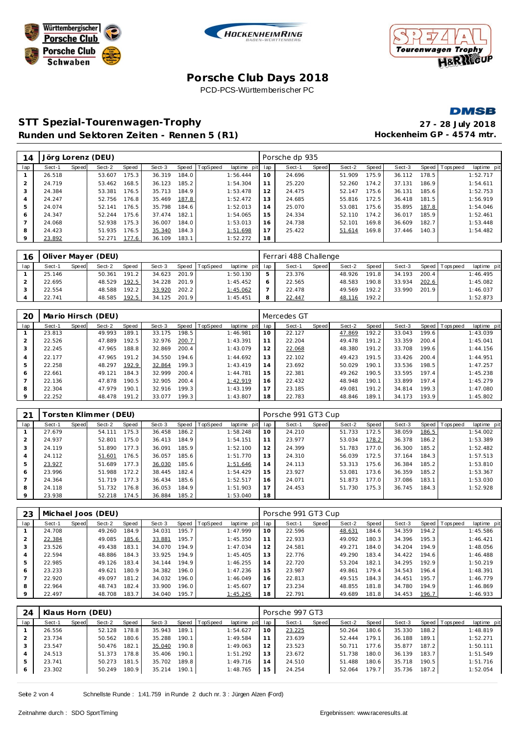# Porsche Club Days 2018

PCD-PCS-Württemberischer PC

## STT Spezial-Tourenwagen-Trophy

**Runden und Sektoren Zeiten - Rennen 5 (R1)**

**27 - 28 July 2018**

**Hockenheim GP - 4574 mtr.**

| 14 | Jörg Lorenz (DEU) | | | | | | | | Porsche dp 935 | | | | | | | |
|---|---|---|---|---|---|---|---|---|---|---|---|---|---|---|---|---|
| lap | Sect-1 | Speed | Sect-2 | Speed | Sect-3 | Speed | TopSpeed | laptime pit | lap | Sect-1 | Speed | Sect-2 | Speed | Sect-3 | Speed | Topspeed | laptime pit |
| 1 | 26.518 | | 53.607 | 175.3 | 36.319 | 184.0 | | 1:56.444 | 10 | 24.696 | | 51.909 | 175.9 | 36.112 | 178.5 | | 1:52.717 |
| 2 | 24.719 | | 53.462 | 168.5 | 36.123 | 185.2 | | 1:54.304 | 11 | 25.220 | | 52.260 | 174.2 | 37.131 | 186.9 | | 1:54.611 |
| 3 | 24.384 | | 53.381 | 176.5 | 35.713 | 184.9 | | 1:53.478 | 12 | 24.475 | | 52.147 | 175.6 | 36.131 | 185.6 | | 1:52.753 |
| 4 | 24.247 | | 52.756 | 176.8 | 35.469 | 187.8 | | 1:52.472 | 13 | 24.685 | | 55.816 | 172.5 | 36.418 | 181.5 | | 1:56.919 |
| 5 | 24.074 | | 52.141 | 176.5 | 35.798 | 184.6 | | 1:52.013 | 14 | 25.070 | | 53.081 | 175.6 | 35.895 | 187.8 | | 1:54.046 |
| 6 | 24.347 | | 52.244 | 175.6 | 37.474 | 182.1 | | 1:54.065 | 15 | 24.334 | | 52.110 | 174.2 | 36.017 | 185.9 | | 1:52.461 |
| 7 | 24.068 | | 52.938 | 175.3 | 36.007 | 184.0 | | 1:53.013 | 16 | 24.738 | | 52.101 | 169.8 | 36.609 | 182.7 | | 1:53.448 |
| 8 | 24.423 | | 51.935 | 176.5 | 35.340 | 184.3 | | 1:51.698 | 17 | 25.422 | | 51.614 | 169.8 | 37.446 | 140.3 | | 1:54.482 |
| 9 | 23.892 | | 52.271 | 177.6 | 36.109 | 183.1 | | 1:52.272 | 18 | | | | | | | | |

| 16 | Oliver Mayer (DEU) | | | | | | | | Ferrari 488 Challenge | | | | | | | |
|---|---|---|---|---|---|---|---|---|---|---|---|---|---|---|---|---|
| lap | Sect-1 | Speed | Sect-2 | Speed | Sect-3 | Speed | TopSpeed | laptime pit | lap | Sect-1 | Speed | Sect-2 | Speed | Sect-3 | Speed | Topspeed | laptime pit |
| 1 | 25.146 | | 50.361 | 191.2 | 34.623 | 201.9 | | 1:50.130 | 5 | 23.376 | | 48.926 | 191.8 | 34.193 | 200.4 | | 1:46.495 |
| 2 | 22.695 | | 48.529 | 192.5 | 34.228 | 201.9 | | 1:45.452 | 6 | 22.565 | | 48.583 | 190.8 | 33.934 | 202.6 | | 1:45.082 |
| 3 | 22.554 | | 48.588 | 192.2 | 33.920 | 202.2 | | 1:45.062 | 7 | 22.478 | | 49.569 | 192.2 | 33.990 | 201.9 | | 1:46.037 |
| 4 | 22.741 | | 48.585 | 192.5 | 34.125 | 201.9 | | 1:45.451 | 8 | 22.447 | | 48.116 | 192.2 | | | | 1:52.873 |

| 20 | Mario Hirsch (DEU) | | | | | | | | Mercedes GT | | | | | | | |
|---|---|---|---|---|---|---|---|---|---|---|---|---|---|---|---|---|
| lap | Sect-1 | Speed | Sect-2 | Speed | Sect-3 | Speed | TopSpeed | laptime pit | lap | Sect-1 | Speed | Sect-2 | Speed | Sect-3 | Speed | Topspeed | laptime pit |
| 1 | 23.813 | | 49.993 | 189.1 | 33.175 | 198.5 | | 1:46.981 | 10 | 22.127 | | 47.869 | 192.2 | 33.043 | 199.6 | | 1:43.039 |
| 2 | 22.526 | | 47.889 | 192.5 | 32.976 | 200.7 | | 1:43.391 | 11 | 22.204 | | 49.478 | 191.2 | 33.359 | 200.4 | | 1:45.041 |
| 3 | 22.245 | | 47.965 | 188.8 | 32.869 | 200.4 | | 1:43.079 | 12 | 22.068 | | 48.380 | 191.2 | 33.708 | 199.6 | | 1:44.156 |
| 4 | 22.177 | | 47.965 | 191.2 | 34.550 | 194.6 | | 1:44.692 | 13 | 22.102 | | 49.423 | 191.5 | 33.426 | 200.4 | | 1:44.951 |
| 5 | 22.258 | | 48.297 | 192.9 | 32.864 | 199.3 | | 1:43.419 | 14 | 23.692 | | 50.029 | 190.1 | 33.536 | 198.5 | | 1:47.257 |
| 6 | 22.661 | | 49.121 | 184.3 | 32.999 | 200.4 | | 1:44.781 | 15 | 22.381 | | 49.262 | 190.5 | 33.595 | 197.4 | | 1:45.238 |
| 7 | 22.136 | | 47.878 | 190.5 | 32.905 | 200.4 | | 1:42.919 | 16 | 22.432 | | 48.948 | 190.1 | 33.899 | 197.4 | | 1:45.279 |
| 8 | 22.304 | | 47.979 | 190.1 | 32.916 | 199.3 | | 1:43.199 | 17 | 23.185 | | 49.081 | 191.2 | 34.814 | 199.3 | | 1:47.080 |
| 9 | 22.252 | | 48.478 | 191.2 | 33.077 | 199.3 | | 1:43.807 | 18 | 22.783 | | 48.846 | 189.1 | 34.173 | 193.9 | | 1:45.802 |

| 21 | Torsten Klimmer (DEU) | | | | | | | | Porsche 991 GT3 Cup | | | | | | | |
|---|---|---|---|---|---|---|---|---|---|---|---|---|---|---|---|---|
| lap | Sect-1 | Speed | Sect-2 | Speed | Sect-3 | Speed | TopSpeed | laptime pit | lap | Sect-1 | Speed | Sect-2 | Speed | Sect-3 | Speed | Topspeed | laptime pit |
| 1 | 27.679 | | 54.111 | 175.3 | 36.458 | 186.2 | | 1:58.248 | 10 | 24.210 | | 51.733 | 172.5 | 38.059 | 186.5 | | 1:54.002 |
| 2 | 24.937 | | 52.801 | 175.0 | 36.413 | 184.9 | | 1:54.151 | 11 | 23.977 | | 53.034 | 178.2 | 36.378 | 186.2 | | 1:53.389 |
| 3 | 24.119 | | 51.890 | 177.3 | 36.091 | 185.9 | | 1:52.100 | 12 | 24.399 | | 51.783 | 177.0 | 36.300 | 185.2 | | 1:52.482 |
| 4 | 24.112 | | 51.601 | 176.5 | 36.057 | 185.6 | | 1:51.770 | 13 | 24.310 | | 56.039 | 172.5 | 37.164 | 184.3 | | 1:57.513 |
| 5 | 23.927 | | 51.689 | 177.3 | 36.030 | 185.6 | | 1:51.646 | 14 | 24.113 | | 53.313 | 175.6 | 36.384 | 185.2 | | 1:53.810 |
| 6 | 23.996 | | 51.988 | 172.2 | 38.445 | 182.4 | | 1:54.429 | 15 | 23.927 | | 53.081 | 173.6 | 36.359 | 185.2 | | 1:53.367 |
| 7 | 24.364 | | 51.719 | 177.3 | 36.434 | 185.6 | | 1:52.517 | 16 | 24.071 | | 51.873 | 177.0 | 37.086 | 183.1 | | 1:53.030 |
| 8 | 24.118 | | 51.732 | 176.8 | 36.053 | 184.9 | | 1:51.903 | 17 | 24.453 | | 51.730 | 175.3 | 36.745 | 184.3 | | 1:52.928 |
| 9 | 23.938 | | 52.218 | 174.5 | 36.884 | 185.2 | | 1:53.040 | 18 | | | | | | | | |

| 23 | Michael Joos (DEU) | | | | | | | | Porsche 991 GT3 Cup | | | | | | | |
|---|---|---|---|---|---|---|---|---|---|---|---|---|---|---|---|---|
| lap | Sect-1 | Speed | Sect-2 | Speed | Sect-3 | Speed | TopSpeed | laptime pit | lap | Sect-1 | Speed | Sect-2 | Speed | Sect-3 | Speed | Topspeed | laptime pit |
| 1 | 24.708 | | 49.260 | 184.9 | 34.031 | 195.7 | | 1:47.999 | 10 | 22.596 | | 48.631 | 184.6 | 34.359 | 194.2 | | 1:45.586 |
| 2 | 22.384 | | 49.085 | 185.6 | 33.881 | 195.7 | | 1:45.350 | 11 | 22.933 | | 49.092 | 180.3 | 34.396 | 195.3 | | 1:46.421 |
| 3 | 23.526 | | 49.438 | 183.1 | 34.070 | 194.9 | | 1:47.034 | 12 | 24.581 | | 49.271 | 184.0 | 34.204 | 194.9 | | 1:48.056 |
| 4 | 22.594 | | 48.886 | 184.3 | 33.925 | 194.9 | | 1:45.405 | 13 | 22.776 | | 49.290 | 183.4 | 34.422 | 194.6 | | 1:46.488 |
| 5 | 22.985 | | 49.126 | 183.4 | 34.144 | 194.9 | | 1:46.255 | 14 | 22.720 | | 53.204 | 182.1 | 34.295 | 192.9 | | 1:50.219 |
| 6 | 23.233 | | 49.621 | 180.9 | 34.382 | 196.0 | | 1:47.236 | 15 | 23.987 | | 49.861 | 179.4 | 34.543 | 196.4 | | 1:48.391 |
| 7 | 22.920 | | 49.097 | 181.2 | 34.032 | 196.0 | | 1:46.049 | 16 | 22.813 | | 49.515 | 184.3 | 34.451 | 195.7 | | 1:46.779 |
| 8 | 22.964 | | 48.743 | 182.4 | 33.900 | 196.0 | | 1:45.607 | 17 | 23.234 | | 48.855 | 181.8 | 34.780 | 194.9 | | 1:46.869 |
| 9 | 22.497 | | 48.708 | 183.7 | 34.040 | 195.7 | | 1:45.245 | 18 | 22.791 | | 49.689 | 181.8 | 34.453 | 196.7 | | 1:46.933 |

| 24 | Klaus Horn (DEU) | | | | | | | | Porsche 997 GT3 | | | | | | | |
|---|---|---|---|---|---|---|---|---|---|---|---|---|---|---|---|---|
| lap | Sect-1 | Speed | Sect-2 | Speed | Sect-3 | Speed | TopSpeed | laptime pit | lap | Sect-1 | Speed | Sect-2 | Speed | Sect-3 | Speed | Topspeed | laptime pit |
| 1 | 26.556 | | 52.128 | 178.8 | 35.943 | 189.1 | | 1:54.627 | 10 | 23.225 | | 50.264 | 180.6 | 35.330 | 188.2 | | 1:48.819 |
| 2 | 23.734 | | 50.562 | 180.6 | 35.288 | 190.1 | | 1:49.584 | 11 | 23.639 | | 52.444 | 179.1 | 36.188 | 189.1 | | 1:52.271 |
| 3 | 23.547 | | 50.476 | 182.1 | 35.040 | 190.8 | | 1:49.063 | 12 | 23.523 | | 50.711 | 177.6 | 35.877 | 187.2 | | 1:50.111 |
| 4 | 24.513 | | 51.373 | 178.8 | 35.406 | 190.1 | | 1:51.292 | 13 | 23.672 | | 51.738 | 180.0 | 36.139 | 183.7 | | 1:51.549 |
| 5 | 23.741 | | 50.273 | 181.5 | 35.702 | 189.8 | | 1:49.716 | 14 | 24.510 | | 51.488 | 180.6 | 35.718 | 190.5 | | 1:51.716 |
| 6 | 23.302 | | 50.249 | 180.9 | 35.214 | 190.1 | | 1:48.765 | 15 | 24.254 | | 52.064 | 179.7 | 35.736 | 187.2 | | 1:52.054 |

Schnellste Runde : 1:41.759 in Runde 2 duch nr. 3 : Jürgen Alzen (Ford)

Zeitnahme durch : SDO SportTiming

Ergebnissen: www.raceresults.at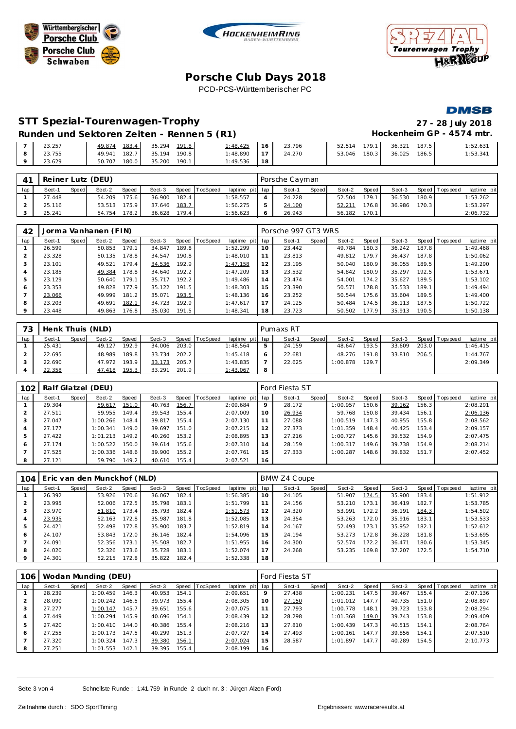# Porsche Club Days 2018

PCD-PCS-Württemberischer PC

## STT Spezial-Tourenwagen-Trophy

**27 - 28 July 2018**

### Runden und Sektoren Zeiten - Rennen 5 (R1)

**Hockenheim GP - 4574 mtr.**

| lap | Sect-1 | Speed | Sect-2 | Speed | Sect-3 | Speed | TopSpeed | laptime pit | lap | Sect-1 | Speed | Sect-2 | Speed | Sect-3 | Speed | Topspeed | laptime pit |
|---|---|---|---|---|---|---|---|---|---|---|---|---|---|---|---|---|---|
| 7 | 23.257 | | 49.874 | 183.4 | 35.294 | 191.8 | | 1:48.425 | 16 | 23.796 | | 52.514 | 179.1 | 36.321 | 187.5 | | 1:52.631 |
| 8 | 23.755 | | 49.941 | 182.7 | 35.194 | 190.8 | | 1:48.890 | 17 | 24.270 | | 53.046 | 180.3 | 36.025 | 186.5 | | 1:53.341 |
| 9 | 23.629 | | 50.707 | 180.0 | 35.200 | 190.1 | | 1:49.536 | 18 | | | | | | | | |

**41 Reiner Lutz (DEU)** — Porsche Cayman

| lap | Sect-1 | Speed | Sect-2 | Speed | Sect-3 | Speed | TopSpeed | laptime pit | lap | Sect-1 | Speed | Sect-2 | Speed | Sect-3 | Speed | Topspeed | laptime pit |
|---|---|---|---|---|---|---|---|---|---|---|---|---|---|---|---|---|---|
| 1 | 27.448 | | 54.209 | 175.6 | 36.900 | 182.4 | | 1:58.557 | 4 | 24.228 | | 52.504 | 179.1 | 36.530 | 180.9 | | 1:53.262 |
| 2 | 25.116 | | 53.513 | 175.9 | 37.646 | 183.7 | | 1:56.275 | 5 | 24.100 | | 52.211 | 176.8 | 36.986 | 170.3 | | 1:53.297 |
| 3 | 25.241 | | 54.754 | 178.2 | 36.628 | 179.4 | | 1:56.623 | 6 | 26.943 | | 56.182 | 170.1 | | | | 2:06.732 |

**42 Jorma Vanhanen (FIN)** — Porsche 997 GT3 WRS

| lap | Sect-1 | Speed | Sect-2 | Speed | Sect-3 | Speed | TopSpeed | laptime pit | lap | Sect-1 | Speed | Sect-2 | Speed | Sect-3 | Speed | Topspeed | laptime pit |
|---|---|---|---|---|---|---|---|---|---|---|---|---|---|---|---|---|---|
| 1 | 26.599 | | 50.853 | 179.1 | 34.847 | 189.8 | | 1:52.299 | 10 | 23.442 | | 49.784 | 180.3 | 36.242 | 187.8 | | 1:49.468 |
| 2 | 23.328 | | 50.135 | 178.8 | 34.547 | 190.8 | | 1:48.010 | 11 | 23.813 | | 49.812 | 179.7 | 36.437 | 187.8 | | 1:50.062 |
| 3 | 23.101 | | 49.521 | 179.4 | 34.536 | 192.9 | | 1:47.158 | 12 | 23.195 | | 50.040 | 180.9 | 36.055 | 189.5 | | 1:49.290 |
| 4 | 23.185 | | 49.384 | 178.8 | 34.640 | 192.2 | | 1:47.209 | 13 | 23.532 | | 54.842 | 180.9 | 35.297 | 192.5 | | 1:53.671 |
| 5 | 23.129 | | 50.640 | 179.1 | 35.717 | 192.2 | | 1:49.486 | 14 | 23.474 | | 54.001 | 174.2 | 35.627 | 189.5 | | 1:53.102 |
| 6 | 23.353 | | 49.828 | 177.9 | 35.122 | 191.5 | | 1:48.303 | 15 | 23.390 | | 50.571 | 178.8 | 35.533 | 189.1 | | 1:49.494 |
| 7 | 23.066 | | 49.999 | 181.2 | 35.071 | 193.5 | | 1:48.136 | 16 | 23.252 | | 50.544 | 175.6 | 35.604 | 189.5 | | 1:49.400 |
| 8 | 23.203 | | 49.691 | 182.1 | 34.723 | 192.9 | | 1:47.617 | 17 | 24.125 | | 50.484 | 174.5 | 36.113 | 187.5 | | 1:50.722 |
| 9 | 23.448 | | 49.863 | 176.8 | 35.030 | 191.5 | | 1:48.341 | 18 | 23.723 | | 50.502 | 177.9 | 35.913 | 190.5 | | 1:50.138 |

**73 Henk Thuis (NLD)** — Pumaxs RT

| lap | Sect-1 | Speed | Sect-2 | Speed | Sect-3 | Speed | TopSpeed | laptime pit | lap | Sect-1 | Speed | Sect-2 | Speed | Sect-3 | Speed | Topspeed | laptime pit |
|---|---|---|---|---|---|---|---|---|---|---|---|---|---|---|---|---|---|
| 1 | 25.431 | | 49.127 | 192.9 | 34.006 | 203.0 | | 1:48.564 | 5 | 24.159 | | 48.647 | 193.5 | 33.609 | 203.0 | | 1:46.415 |
| 2 | 22.695 | | 48.989 | 189.8 | 33.734 | 202.2 | | 1:45.418 | 6 | 22.681 | | 48.276 | 191.8 | 33.810 | 206.5 | | 1:44.767 |
| 3 | 22.690 | | 47.972 | 193.9 | 33.173 | 205.7 | | 1:43.835 | 7 | 22.625 | | 1:00.878 | 129.7 | | | | 2:09.349 |
| 4 | 22.358 | | 47.418 | 195.3 | 33.291 | 201.9 | | 1:43.067 | 8 | | | | | | | | |

**102 Ralf Glatzel (DEU)** — Ford Fiesta ST

| lap | Sect-1 | Speed | Sect-2 | Speed | Sect-3 | Speed | TopSpeed | laptime pit | lap | Sect-1 | Speed | Sect-2 | Speed | Sect-3 | Speed | Topspeed | laptime pit |
|---|---|---|---|---|---|---|---|---|---|---|---|---|---|---|---|---|---|
| 1 | 29.304 | | 59.617 | 151.0 | 40.763 | 156.7 | | 2:09.684 | 9 | 28.172 | | 1:00.957 | 150.6 | 39.162 | 156.3 | | 2:08.291 |
| 2 | 27.511 | | 59.955 | 149.4 | 39.543 | 155.4 | | 2:07.009 | 10 | 26.934 | | 59.768 | 150.8 | 39.434 | 156.1 | | 2:06.136 |
| 3 | 27.047 | | 1:00.266 | 148.4 | 39.817 | 155.4 | | 2:07.130 | 11 | 27.088 | | 1:00.519 | 147.3 | 40.955 | 155.8 | | 2:08.562 |
| 4 | 27.177 | | 1:00.341 | 149.0 | 39.697 | 151.0 | | 2:07.215 | 12 | 27.373 | | 1:01.359 | 148.4 | 40.425 | 153.4 | | 2:09.157 |
| 5 | 27.422 | | 1:01.213 | 149.2 | 40.260 | 153.2 | | 2:08.895 | 13 | 27.216 | | 1:00.727 | 145.6 | 39.532 | 154.9 | | 2:07.475 |
| 6 | 27.174 | | 1:00.522 | 150.0 | 39.614 | 155.6 | | 2:07.310 | 14 | 28.159 | | 1:00.317 | 149.6 | 39.738 | 154.9 | | 2:08.214 |
| 7 | 27.525 | | 1:00.336 | 148.6 | 39.900 | 155.2 | | 2:07.761 | 15 | 27.333 | | 1:00.287 | 148.6 | 39.832 | 151.7 | | 2:07.452 |
| 8 | 27.121 | | 59.790 | 149.2 | 40.610 | 155.4 | | 2:07.521 | 16 | | | | | | | | |

**104 Eric van den Munckhof (NLD)** — BMW Z4 Coupe

| lap | Sect-1 | Speed | Sect-2 | Speed | Sect-3 | Speed | TopSpeed | laptime pit | lap | Sect-1 | Speed | Sect-2 | Speed | Sect-3 | Speed | Topspeed | laptime pit |
|---|---|---|---|---|---|---|---|---|---|---|---|---|---|---|---|---|---|
| 1 | 26.392 | | 53.926 | 170.6 | 36.067 | 182.4 | | 1:56.385 | 10 | 24.105 | | 51.907 | 174.5 | 35.900 | 183.4 | | 1:51.912 |
| 2 | 23.995 | | 52.006 | 172.5 | 35.798 | 183.1 | | 1:51.799 | 11 | 24.156 | | 53.210 | 173.1 | 36.419 | 182.7 | | 1:53.785 |
| 3 | 23.970 | | 51.810 | 173.4 | 35.793 | 182.4 | | 1:51.573 | 12 | 24.320 | | 53.991 | 172.2 | 36.191 | 184.3 | | 1:54.502 |
| 4 | 23.935 | | 52.163 | 172.8 | 35.987 | 181.8 | | 1:52.085 | 13 | 24.354 | | 53.263 | 172.0 | 35.916 | 183.1 | | 1:53.533 |
| 5 | 24.421 | | 52.498 | 172.8 | 35.900 | 183.7 | | 1:52.819 | 14 | 24.167 | | 52.493 | 173.1 | 35.952 | 182.1 | | 1:52.612 |
| 6 | 24.107 | | 53.843 | 172.0 | 36.146 | 182.4 | | 1:54.096 | 15 | 24.194 | | 53.273 | 172.8 | 36.228 | 181.8 | | 1:53.695 |
| 7 | 24.091 | | 52.356 | 173.1 | 35.508 | 182.7 | | 1:51.955 | 16 | 24.300 | | 52.574 | 172.2 | 36.471 | 180.6 | | 1:53.345 |
| 8 | 24.020 | | 52.326 | 173.6 | 35.728 | 183.1 | | 1:52.074 | 17 | 24.268 | | 53.235 | 169.8 | 37.207 | 172.5 | | 1:54.710 |
| 9 | 24.301 | | 52.215 | 172.8 | 35.822 | 182.4 | | 1:52.338 | 18 | | | | | | | | |

**106 Wodan Munding (DEU)** — Ford Fiesta ST

| lap | Sect-1 | Speed | Sect-2 | Speed | Sect-3 | Speed | TopSpeed | laptime pit | lap | Sect-1 | Speed | Sect-2 | Speed | Sect-3 | Speed | Topspeed | laptime pit |
|---|---|---|---|---|---|---|---|---|---|---|---|---|---|---|---|---|---|
| 1 | 28.239 | | 1:00.459 | 146.3 | 40.953 | 154.1 | | 2:09.651 | 9 | 27.438 | | 1:00.231 | 147.5 | 39.467 | 155.4 | | 2:07.136 |
| 2 | 28.090 | | 1:00.242 | 146.5 | 39.973 | 155.4 | | 2:08.305 | 10 | 27.150 | | 1:01.012 | 147.7 | 40.735 | 151.0 | | 2:08.897 |
| 3 | 27.277 | | 1:00.147 | 145.7 | 39.651 | 155.6 | | 2:07.075 | 11 | 27.793 | | 1:00.778 | 148.1 | 39.723 | 153.8 | | 2:08.294 |
| 4 | 27.449 | | 1:00.294 | 145.9 | 40.696 | 154.1 | | 2:08.439 | 12 | 28.298 | | 1:01.368 | 149.0 | 39.743 | 153.8 | | 2:09.409 |
| 5 | 27.420 | | 1:00.410 | 144.0 | 40.386 | 155.4 | | 2:08.216 | 13 | 27.810 | | 1:00.439 | 147.3 | 40.515 | 154.1 | | 2:08.764 |
| 6 | 27.255 | | 1:00.173 | 147.5 | 40.299 | 151.3 | | 2:07.727 | 14 | 27.493 | | 1:00.161 | 147.7 | 39.856 | 154.1 | | 2:07.510 |
| 7 | 27.320 | | 1:00.324 | 147.3 | 39.380 | 156.1 | | 2:07.024 | 15 | 28.587 | | 1:01.897 | 147.7 | 40.289 | 154.5 | | 2:10.773 |
| 8 | 27.251 | | 1:01.553 | 142.1 | 39.395 | 155.4 | | 2:08.199 | 16 | | | | | | | | |

Schnellste Runde : 1:41.759 in Runde 2 duch nr. 3 : Jürgen Alzen (Ford)

Zeitnahme durch : SDO SportTiming

Ergebnissen: www.raceresults.at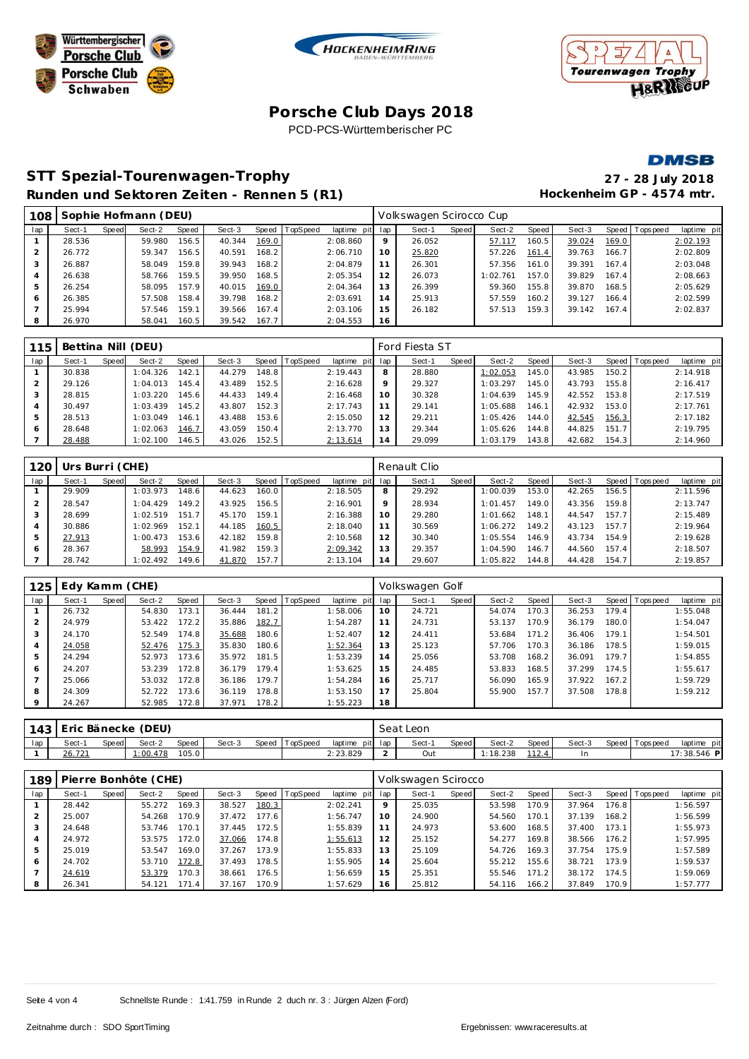Württembergischer Porsche Club
Porsche Club Schwaben

HOCKENHEIMRING BADEN-WÜRTTEMBERG

SPEZIAL Tourenwagen Trophy H&R CUP

# Porsche Club Days 2018

PCD-PCS-Württemberischer PC

DMSB

## STT Spezial-Tourenwagen-Trophy

**27 - 28 July 2018**

### Runden und Sektoren Zeiten - Rennen 5 (R1)

**Hockenheim GP - 4574 mtr.**

| 108 | Sophie Hofmann (DEU) | | | | | | | | Volkswagen Scirocco Cup | | | | | | | | |
|---|---|---|---|---|---|---|---|---|---|---|---|---|---|---|---|---|---|
| lap | Sect-1 | Speed | Sect-2 | Speed | Sect-3 | Speed | TopSpeed | laptime pit | lap | Sect-1 | Speed | Sect-2 | Speed | Sect-3 | Speed | Topspeed | laptime pit |
| 1 | 28.536 | | 59.980 | 156.5 | 40.344 | 169.0 | | 2:08.860 | 9 | 26.052 | | 57.117 | 160.5 | 39.024 | 169.0 | | 2:02.193 |
| 2 | 26.772 | | 59.347 | 156.5 | 40.591 | 168.2 | | 2:06.710 | 10 | 25.820 | | 57.226 | 161.4 | 39.763 | 166.7 | | 2:02.809 |
| 3 | 26.887 | | 58.049 | 159.8 | 39.943 | 168.2 | | 2:04.879 | 11 | 26.301 | | 57.356 | 161.0 | 39.391 | 167.4 | | 2:03.048 |
| 4 | 26.638 | | 58.766 | 159.5 | 39.950 | 168.5 | | 2:05.354 | 12 | 26.073 | | 1:02.761 | 157.0 | 39.829 | 167.4 | | 2:08.663 |
| 5 | 26.254 | | 58.095 | 157.9 | 40.015 | 169.0 | | 2:04.364 | 13 | 26.399 | | 59.360 | 155.8 | 39.870 | 168.5 | | 2:05.629 |
| 6 | 26.385 | | 57.508 | 158.4 | 39.798 | 168.2 | | 2:03.691 | 14 | 25.913 | | 57.559 | 160.2 | 39.127 | 166.4 | | 2:02.599 |
| 7 | 25.994 | | 57.546 | 159.1 | 39.566 | 167.4 | | 2:03.106 | 15 | 26.182 | | 57.513 | 159.3 | 39.142 | 167.4 | | 2:02.837 |
| 8 | 26.970 | | 58.041 | 160.5 | 39.542 | 167.7 | | 2:04.553 | 16 | | | | | | | | |

| 115 | Bettina Nill (DEU) | | | | | | | | Ford Fiesta ST | | | | | | | | |
|---|---|---|---|---|---|---|---|---|---|---|---|---|---|---|---|---|---|
| lap | Sect-1 | Speed | Sect-2 | Speed | Sect-3 | Speed | TopSpeed | laptime pit | lap | Sect-1 | Speed | Sect-2 | Speed | Sect-3 | Speed | Topspeed | laptime pit |
| 1 | 30.838 | | 1:04.326 | 142.1 | 44.279 | 148.8 | | 2:19.443 | 8 | 28.880 | | 1:02.053 | 145.0 | 43.985 | 150.2 | | 2:14.918 |
| 2 | 29.126 | | 1:04.013 | 145.4 | 43.489 | 152.5 | | 2:16.628 | 9 | 29.327 | | 1:03.297 | 145.0 | 43.793 | 155.8 | | 2:16.417 |
| 3 | 28.815 | | 1:03.220 | 145.6 | 44.433 | 149.4 | | 2:16.468 | 10 | 30.328 | | 1:04.639 | 145.9 | 42.552 | 153.8 | | 2:17.519 |
| 4 | 30.497 | | 1:03.439 | 145.2 | 43.807 | 152.3 | | 2:17.743 | 11 | 29.141 | | 1:05.688 | 146.1 | 42.932 | 153.0 | | 2:17.761 |
| 5 | 28.513 | | 1:03.049 | 146.1 | 43.488 | 153.6 | | 2:15.050 | 12 | 29.211 | | 1:05.426 | 144.0 | 42.545 | 156.3 | | 2:17.182 |
| 6 | 28.648 | | 1:02.063 | 146.7 | 43.059 | 150.4 | | 2:13.770 | 13 | 29.344 | | 1:05.626 | 144.8 | 44.825 | 151.7 | | 2:19.795 |
| 7 | 28.488 | | 1:02.100 | 146.5 | 43.026 | 152.5 | | 2:13.614 | 14 | 29.099 | | 1:03.179 | 143.8 | 42.682 | 154.3 | | 2:14.960 |

| 120 | Urs Burri (CHE) | | | | | | | | Renault Clio | | | | | | | | |
|---|---|---|---|---|---|---|---|---|---|---|---|---|---|---|---|---|---|
| lap | Sect-1 | Speed | Sect-2 | Speed | Sect-3 | Speed | TopSpeed | laptime pit | lap | Sect-1 | Speed | Sect-2 | Speed | Sect-3 | Speed | Topspeed | laptime pit |
| 1 | 29.909 | | 1:03.973 | 148.6 | 44.623 | 160.0 | | 2:18.505 | 8 | 29.292 | | 1:00.039 | 153.0 | 42.265 | 156.5 | | 2:11.596 |
| 2 | 28.547 | | 1:04.429 | 149.2 | 43.925 | 156.5 | | 2:16.901 | 9 | 28.934 | | 1:01.457 | 149.0 | 43.356 | 159.8 | | 2:13.747 |
| 3 | 28.699 | | 1:02.519 | 151.7 | 45.170 | 159.1 | | 2:16.388 | 10 | 29.280 | | 1:01.662 | 148.1 | 44.547 | 157.7 | | 2:15.489 |
| 4 | 30.886 | | 1:02.969 | 152.1 | 44.185 | 160.5 | | 2:18.040 | 11 | 30.569 | | 1:06.272 | 149.2 | 43.123 | 157.7 | | 2:19.964 |
| 5 | 27.913 | | 1:00.473 | 153.6 | 42.182 | 159.8 | | 2:10.568 | 12 | 30.340 | | 1:05.554 | 146.9 | 43.734 | 154.9 | | 2:19.628 |
| 6 | 28.367 | | 58.993 | 154.9 | 41.982 | 159.3 | | 2:09.342 | 13 | 29.357 | | 1:04.590 | 146.7 | 44.560 | 157.4 | | 2:18.507 |
| 7 | 28.742 | | 1:02.492 | 149.6 | 41.870 | 157.7 | | 2:13.104 | 14 | 29.607 | | 1:05.822 | 144.8 | 44.428 | 154.7 | | 2:19.857 |

| 125 | Edy Kamm (CHE) | | | | | | | | Volkswagen Golf | | | | | | | | |
|---|---|---|---|---|---|---|---|---|---|---|---|---|---|---|---|---|---|
| lap | Sect-1 | Speed | Sect-2 | Speed | Sect-3 | Speed | TopSpeed | laptime pit | lap | Sect-1 | Speed | Sect-2 | Speed | Sect-3 | Speed | Topspeed | laptime pit |
| 1 | 26.732 | | 54.830 | 173.1 | 36.444 | 181.2 | | 1:58.006 | 10 | 24.721 | | 54.074 | 170.3 | 36.253 | 179.4 | | 1:55.048 |
| 2 | 24.979 | | 53.422 | 172.2 | 35.886 | 182.7 | | 1:54.287 | 11 | 24.731 | | 53.137 | 170.9 | 36.179 | 180.0 | | 1:54.047 |
| 3 | 24.170 | | 52.549 | 174.8 | 35.688 | 180.6 | | 1:52.407 | 12 | 24.411 | | 53.684 | 171.2 | 36.406 | 179.1 | | 1:54.501 |
| 4 | 24.058 | | 52.476 | 175.3 | 35.830 | 180.6 | | 1:52.364 | 13 | 25.123 | | 57.706 | 170.3 | 36.186 | 178.5 | | 1:59.015 |
| 5 | 24.294 | | 52.973 | 173.6 | 35.972 | 181.5 | | 1:53.239 | 14 | 25.056 | | 53.708 | 168.2 | 36.091 | 179.7 | | 1:54.855 |
| 6 | 24.207 | | 53.239 | 172.8 | 36.179 | 179.4 | | 1:53.625 | 15 | 24.485 | | 53.833 | 168.5 | 37.299 | 174.5 | | 1:55.617 |
| 7 | 25.066 | | 53.032 | 172.8 | 36.186 | 179.7 | | 1:54.284 | 16 | 25.717 | | 56.090 | 165.9 | 37.922 | 167.2 | | 1:59.729 |
| 8 | 24.309 | | 52.722 | 173.6 | 36.119 | 178.8 | | 1:53.150 | 17 | 25.804 | | 55.900 | 157.7 | 37.508 | 178.8 | | 1:59.212 |
| 9 | 24.267 | | 52.985 | 172.8 | 37.971 | 178.2 | | 1:55.223 | 18 | | | | | | | | |

| 143 | Eric Bänecke (DEU) | | | | | | | | Seat Leon | | | | | | | | |
|---|---|---|---|---|---|---|---|---|---|---|---|---|---|---|---|---|---|
| lap | Sect-1 | Speed | Sect-2 | Speed | Sect-3 | Speed | TopSpeed | laptime pit | lap | Sect-1 | Speed | Sect-2 | Speed | Sect-3 | Speed | Topspeed | laptime pit |
| 1 | 26.721 | | 1:00.478 | 105.0 | | | | 2:23.829 | 2 | Out | | 1:18.238 | 112.4 | In | | | 17:38.546 P |

| 189 | Pierre Bonhôte (CHE) | | | | | | | | Volkswagen Scirocco | | | | | | | | |
|---|---|---|---|---|---|---|---|---|---|---|---|---|---|---|---|---|---|
| lap | Sect-1 | Speed | Sect-2 | Speed | Sect-3 | Speed | TopSpeed | laptime pit | lap | Sect-1 | Speed | Sect-2 | Speed | Sect-3 | Speed | Topspeed | laptime pit |
| 1 | 28.442 | | 55.272 | 169.3 | 38.527 | 180.3 | | 2:02.241 | 9 | 25.035 | | 53.598 | 170.9 | 37.964 | 176.8 | | 1:56.597 |
| 2 | 25.007 | | 54.268 | 170.9 | 37.472 | 177.6 | | 1:56.747 | 10 | 24.900 | | 54.560 | 170.1 | 37.139 | 168.2 | | 1:56.599 |
| 3 | 24.648 | | 53.746 | 170.1 | 37.445 | 172.5 | | 1:55.839 | 11 | 24.973 | | 53.600 | 168.5 | 37.400 | 173.1 | | 1:55.973 |
| 4 | 24.972 | | 53.575 | 172.0 | 37.066 | 174.8 | | 1:55.613 | 12 | 25.152 | | 54.277 | 169.8 | 38.566 | 176.2 | | 1:57.995 |
| 5 | 25.019 | | 53.547 | 169.0 | 37.267 | 173.9 | | 1:55.833 | 13 | 25.109 | | 54.726 | 169.3 | 37.754 | 175.9 | | 1:57.589 |
| 6 | 24.702 | | 53.710 | 172.8 | 37.493 | 178.5 | | 1:55.905 | 14 | 25.604 | | 55.212 | 155.6 | 38.721 | 173.9 | | 1:59.537 |
| 7 | 24.619 | | 53.379 | 170.3 | 38.661 | 176.5 | | 1:56.659 | 15 | 25.351 | | 55.546 | 171.2 | 38.172 | 174.5 | | 1:59.069 |
| 8 | 26.341 | | 54.121 | 171.4 | 37.167 | 170.9 | | 1:57.629 | 16 | 25.812 | | 54.116 | 166.2 | 37.849 | 170.9 | | 1:57.777 |

Schnellste Runde : 1:41.759 in Runde 2 duch nr. 3 : Jürgen Alzen (Ford)

Zeitnahme durch : SDO SportTiming

Ergebnissen: www.raceresults.at